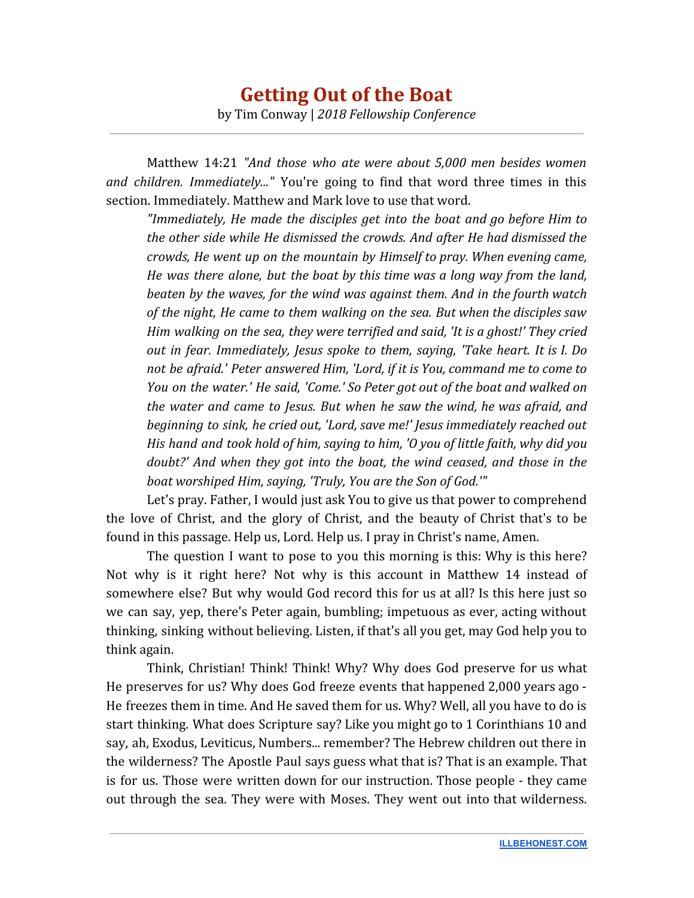# Getting Out of the Boat

by Tim Conway | *2018 Fellowship Conference*

---

Matthew 14:21 *"And those who ate were about 5,000 men besides women and children. Immediately..."* You're going to find that word three times in this section. Immediately. Matthew and Mark love to use that word.

> *"Immediately, He made the disciples get into the boat and go before Him to the other side while He dismissed the crowds. And after He had dismissed the crowds, He went up on the mountain by Himself to pray. When evening came, He was there alone, but the boat by this time was a long way from the land, beaten by the waves, for the wind was against them. And in the fourth watch of the night, He came to them walking on the sea. But when the disciples saw Him walking on the sea, they were terrified and said, 'It is a ghost!' They cried out in fear. Immediately, Jesus spoke to them, saying, 'Take heart. It is I. Do not be afraid.' Peter answered Him, 'Lord, if it is You, command me to come to You on the water.' He said, 'Come.' So Peter got out of the boat and walked on the water and came to Jesus. But when he saw the wind, he was afraid, and beginning to sink, he cried out, 'Lord, save me!' Jesus immediately reached out His hand and took hold of him, saying to him, 'O you of little faith, why did you doubt?' And when they got into the boat, the wind ceased, and those in the boat worshiped Him, saying, 'Truly, You are the Son of God.'"*

Let's pray. Father, I would just ask You to give us that power to comprehend the love of Christ, and the glory of Christ, and the beauty of Christ that's to be found in this passage. Help us, Lord. Help us. I pray in Christ's name, Amen.

The question I want to pose to you this morning is this: Why is this here? Not why is it right here? Not why is this account in Matthew 14 instead of somewhere else? But why would God record this for us at all? Is this here just so we can say, yep, there's Peter again, bumbling; impetuous as ever, acting without thinking, sinking without believing. Listen, if that's all you get, may God help you to think again.

Think, Christian! Think! Think! Why? Why does God preserve for us what He preserves for us? Why does God freeze events that happened 2,000 years ago - He freezes them in time. And He saved them for us. Why? Well, all you have to do is start thinking. What does Scripture say? Like you might go to 1 Corinthians 10 and say, ah, Exodus, Leviticus, Numbers... remember? The Hebrew children out there in the wilderness? The Apostle Paul says guess what that is? That is an example. That is for us. Those were written down for our instruction. Those people - they came out through the sea. They were with Moses. They went out into that wilderness.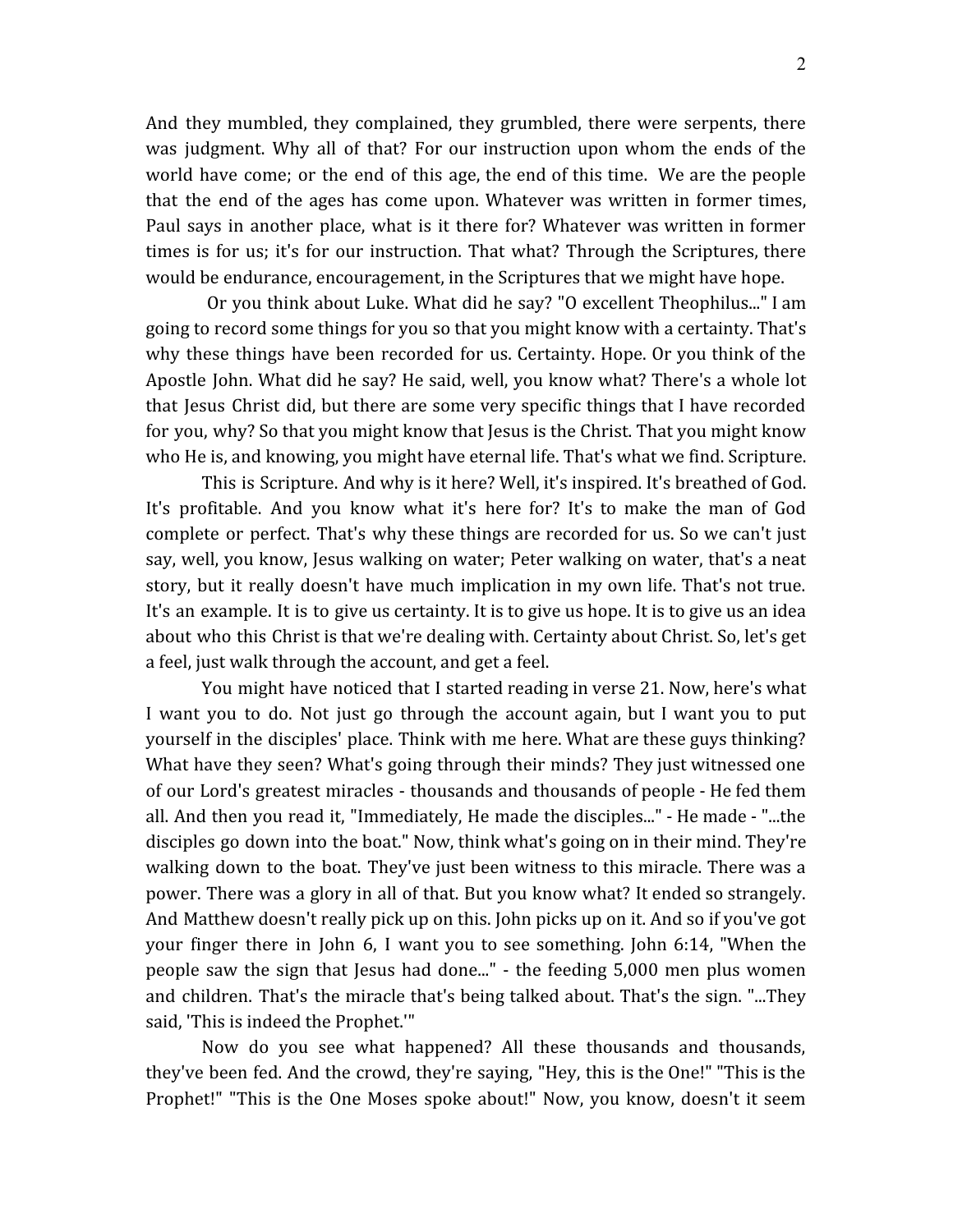And they mumbled, they complained, they grumbled, there were serpents, there was judgment. Why all of that? For our instruction upon whom the ends of the world have come; or the end of this age, the end of this time. We are the people that the end of the ages has come upon. Whatever was written in former times, Paul says in another place, what is it there for? Whatever was written in former times is for us; it's for our instruction. That what? Through the Scriptures, there would be endurance, encouragement, in the Scriptures that we might have hope.

Or you think about Luke. What did he say? "O excellent Theophilus..." I am going to record some things for you so that you might know with a certainty. That's why these things have been recorded for us. Certainty. Hope. Or you think of the Apostle John. What did he say? He said, well, you know what? There's a whole lot that Jesus Christ did, but there are some very specific things that I have recorded for you, why? So that you might know that Jesus is the Christ. That you might know who He is, and knowing, you might have eternal life. That's what we find. Scripture.

This is Scripture. And why is it here? Well, it's inspired. It's breathed of God. It's profitable. And you know what it's here for? It's to make the man of God complete or perfect. That's why these things are recorded for us. So we can't just say, well, you know, Jesus walking on water; Peter walking on water, that's a neat story, but it really doesn't have much implication in my own life. That's not true. It's an example. It is to give us certainty. It is to give us hope. It is to give us an idea about who this Christ is that we're dealing with. Certainty about Christ. So, let's get a feel, just walk through the account, and get a feel.

You might have noticed that I started reading in verse 21. Now, here's what I want you to do. Not just go through the account again, but I want you to put yourself in the disciples' place. Think with me here. What are these guys thinking? What have they seen? What's going through their minds? They just witnessed one of our Lord's greatest miracles - thousands and thousands of people - He fed them all. And then you read it, "Immediately, He made the disciples..." - He made - "...the disciples go down into the boat." Now, think what's going on in their mind. They're walking down to the boat. They've just been witness to this miracle. There was a power. There was a glory in all of that. But you know what? It ended so strangely. And Matthew doesn't really pick up on this. John picks up on it. And so if you've got your finger there in John 6, I want you to see something. John 6:14, "When the people saw the sign that Jesus had done..." - the feeding 5,000 men plus women and children. That's the miracle that's being talked about. That's the sign. "...They said, 'This is indeed the Prophet.'"

Now do you see what happened? All these thousands and thousands, they've been fed. And the crowd, they're saying, "Hey, this is the One!" "This is the Prophet!" "This is the One Moses spoke about!" Now, you know, doesn't it seem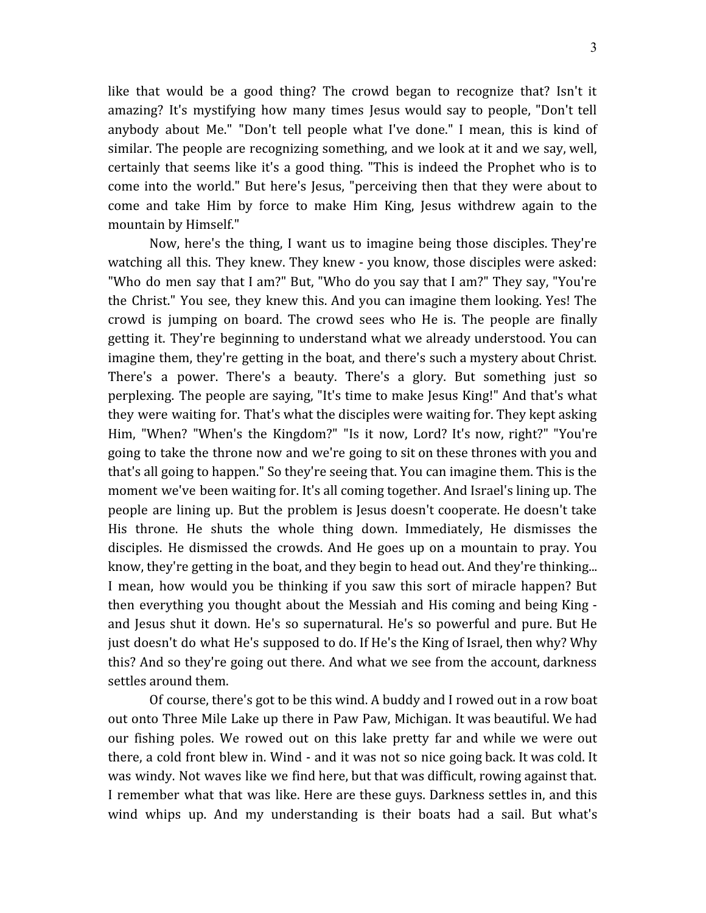like that would be a good thing? The crowd began to recognize that? Isn't it amazing? It's mystifying how many times Jesus would say to people, "Don't tell anybody about Me." "Don't tell people what I've done." I mean, this is kind of similar. The people are recognizing something, and we look at it and we say, well, certainly that seems like it's a good thing. "This is indeed the Prophet who is to come into the world." But here's Jesus, "perceiving then that they were about to come and take Him by force to make Him King, Jesus withdrew again to the mountain by Himself."

Now, here's the thing, I want us to imagine being those disciples. They're watching all this. They knew. They knew - you know, those disciples were asked: "Who do men say that I am?" But, "Who do you say that I am?" They say, "You're the Christ." You see, they knew this. And you can imagine them looking. Yes! The crowd is jumping on board. The crowd sees who He is. The people are finally getting it. They're beginning to understand what we already understood. You can imagine them, they're getting in the boat, and there's such a mystery about Christ. There's a power. There's a beauty. There's a glory. But something just so perplexing. The people are saying, "It's time to make Jesus King!" And that's what they were waiting for. That's what the disciples were waiting for. They kept asking Him, "When? "When's the Kingdom?" "Is it now, Lord? It's now, right?" "You're going to take the throne now and we're going to sit on these thrones with you and that's all going to happen." So they're seeing that. You can imagine them. This is the moment we've been waiting for. It's all coming together. And Israel's lining up. The people are lining up. But the problem is Jesus doesn't cooperate. He doesn't take His throne. He shuts the whole thing down. Immediately, He dismisses the disciples. He dismissed the crowds. And He goes up on a mountain to pray. You know, they're getting in the boat, and they begin to head out. And they're thinking... I mean, how would you be thinking if you saw this sort of miracle happen? But then everything you thought about the Messiah and His coming and being King - and Jesus shut it down. He's so supernatural. He's so powerful and pure. But He just doesn't do what He's supposed to do. If He's the King of Israel, then why? Why this? And so they're going out there. And what we see from the account, darkness settles around them.

Of course, there's got to be this wind. A buddy and I rowed out in a row boat out onto Three Mile Lake up there in Paw Paw, Michigan. It was beautiful. We had our fishing poles. We rowed out on this lake pretty far and while we were out there, a cold front blew in. Wind - and it was not so nice going back. It was cold. It was windy. Not waves like we find here, but that was difficult, rowing against that. I remember what that was like. Here are these guys. Darkness settles in, and this wind whips up. And my understanding is their boats had a sail. But what's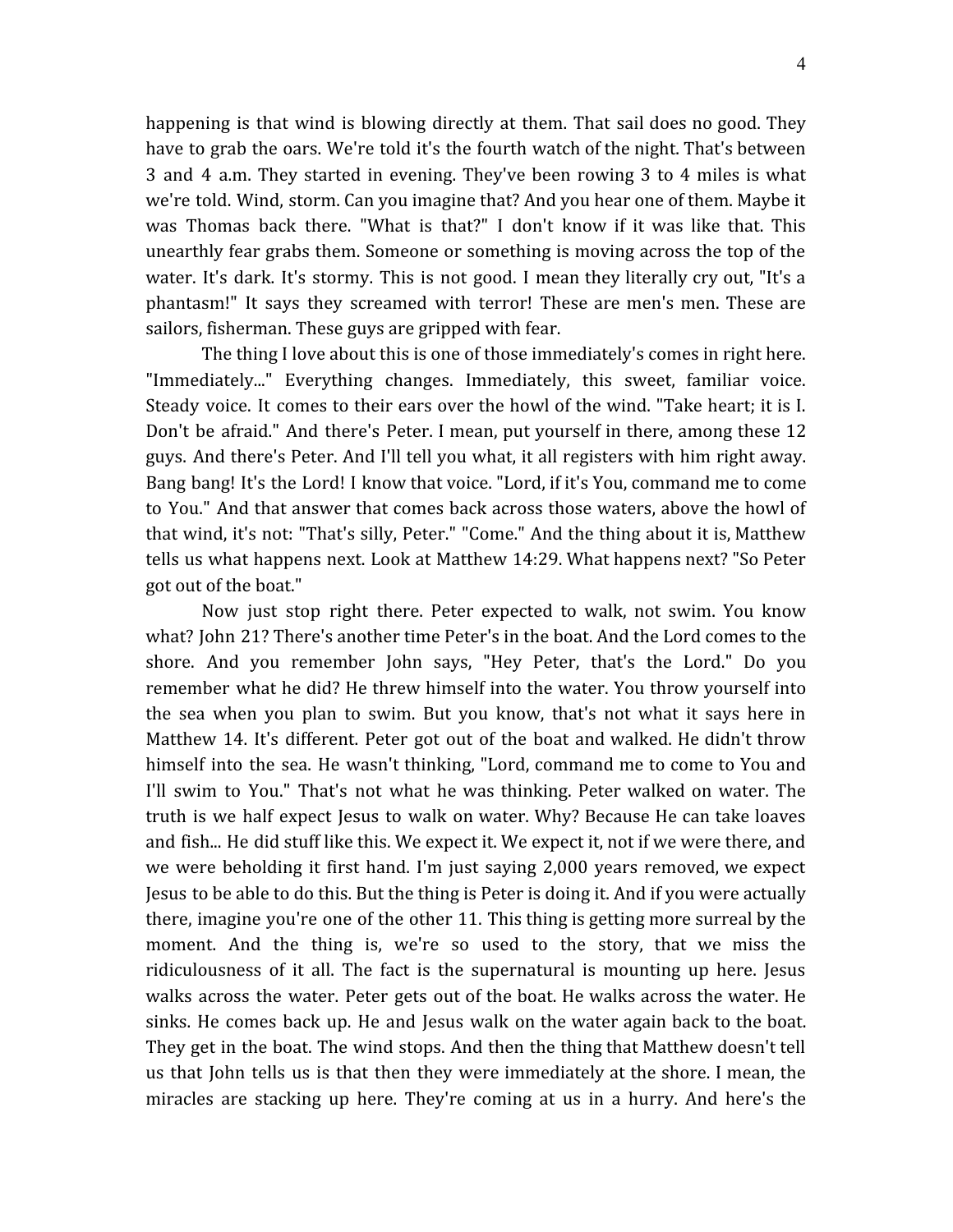happening is that wind is blowing directly at them. That sail does no good. They have to grab the oars. We're told it's the fourth watch of the night. That's between 3 and 4 a.m. They started in evening. They've been rowing 3 to 4 miles is what we're told. Wind, storm. Can you imagine that? And you hear one of them. Maybe it was Thomas back there. "What is that?" I don't know if it was like that. This unearthly fear grabs them. Someone or something is moving across the top of the water. It's dark. It's stormy. This is not good. I mean they literally cry out, "It's a phantasm!" It says they screamed with terror! These are men's men. These are sailors, fisherman. These guys are gripped with fear.

The thing I love about this is one of those immediately's comes in right here. "Immediately..." Everything changes. Immediately, this sweet, familiar voice. Steady voice. It comes to their ears over the howl of the wind. "Take heart; it is I. Don't be afraid." And there's Peter. I mean, put yourself in there, among these 12 guys. And there's Peter. And I'll tell you what, it all registers with him right away. Bang bang! It's the Lord! I know that voice. "Lord, if it's You, command me to come to You." And that answer that comes back across those waters, above the howl of that wind, it's not: "That's silly, Peter." "Come." And the thing about it is, Matthew tells us what happens next. Look at Matthew 14:29. What happens next? "So Peter got out of the boat."

Now just stop right there. Peter expected to walk, not swim. You know what? John 21? There's another time Peter's in the boat. And the Lord comes to the shore. And you remember John says, "Hey Peter, that's the Lord." Do you remember what he did? He threw himself into the water. You throw yourself into the sea when you plan to swim. But you know, that's not what it says here in Matthew 14. It's different. Peter got out of the boat and walked. He didn't throw himself into the sea. He wasn't thinking, "Lord, command me to come to You and I'll swim to You." That's not what he was thinking. Peter walked on water. The truth is we half expect Jesus to walk on water. Why? Because He can take loaves and fish... He did stuff like this. We expect it. We expect it, not if we were there, and we were beholding it first hand. I'm just saying 2,000 years removed, we expect Jesus to be able to do this. But the thing is Peter is doing it. And if you were actually there, imagine you're one of the other 11. This thing is getting more surreal by the moment. And the thing is, we're so used to the story, that we miss the ridiculousness of it all. The fact is the supernatural is mounting up here. Jesus walks across the water. Peter gets out of the boat. He walks across the water. He sinks. He comes back up. He and Jesus walk on the water again back to the boat. They get in the boat. The wind stops. And then the thing that Matthew doesn't tell us that John tells us is that then they were immediately at the shore. I mean, the miracles are stacking up here. They're coming at us in a hurry. And here's the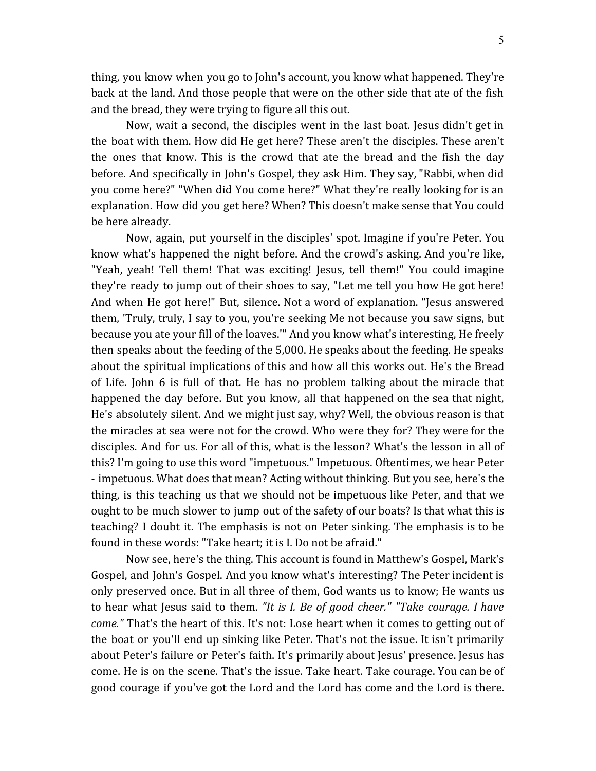thing, you know when you go to John's account, you know what happened. They're back at the land. And those people that were on the other side that ate of the fish and the bread, they were trying to figure all this out.

Now, wait a second, the disciples went in the last boat. Jesus didn't get in the boat with them. How did He get here? These aren't the disciples. These aren't the ones that know. This is the crowd that ate the bread and the fish the day before. And specifically in John's Gospel, they ask Him. They say, "Rabbi, when did you come here?" "When did You come here?" What they're really looking for is an explanation. How did you get here? When? This doesn't make sense that You could be here already.

Now, again, put yourself in the disciples' spot. Imagine if you're Peter. You know what's happened the night before. And the crowd's asking. And you're like, "Yeah, yeah! Tell them! That was exciting! Jesus, tell them!" You could imagine they're ready to jump out of their shoes to say, "Let me tell you how He got here! And when He got here!" But, silence. Not a word of explanation. "Jesus answered them, 'Truly, truly, I say to you, you're seeking Me not because you saw signs, but because you ate your fill of the loaves.'" And you know what's interesting, He freely then speaks about the feeding of the 5,000. He speaks about the feeding. He speaks about the spiritual implications of this and how all this works out. He's the Bread of Life. John 6 is full of that. He has no problem talking about the miracle that happened the day before. But you know, all that happened on the sea that night, He's absolutely silent. And we might just say, why? Well, the obvious reason is that the miracles at sea were not for the crowd. Who were they for? They were for the disciples. And for us. For all of this, what is the lesson? What's the lesson in all of this? I'm going to use this word "impetuous." Impetuous. Oftentimes, we hear Peter - impetuous. What does that mean? Acting without thinking. But you see, here's the thing, is this teaching us that we should not be impetuous like Peter, and that we ought to be much slower to jump out of the safety of our boats? Is that what this is teaching? I doubt it. The emphasis is not on Peter sinking. The emphasis is to be found in these words: "Take heart; it is I. Do not be afraid."

Now see, here's the thing. This account is found in Matthew's Gospel, Mark's Gospel, and John's Gospel. And you know what's interesting? The Peter incident is only preserved once. But in all three of them, God wants us to know; He wants us to hear what Jesus said to them. *"It is I. Be of good cheer." "Take courage. I have come."* That's the heart of this. It's not: Lose heart when it comes to getting out of the boat or you'll end up sinking like Peter. That's not the issue. It isn't primarily about Peter's failure or Peter's faith. It's primarily about Jesus' presence. Jesus has come. He is on the scene. That's the issue. Take heart. Take courage. You can be of good courage if you've got the Lord and the Lord has come and the Lord is there.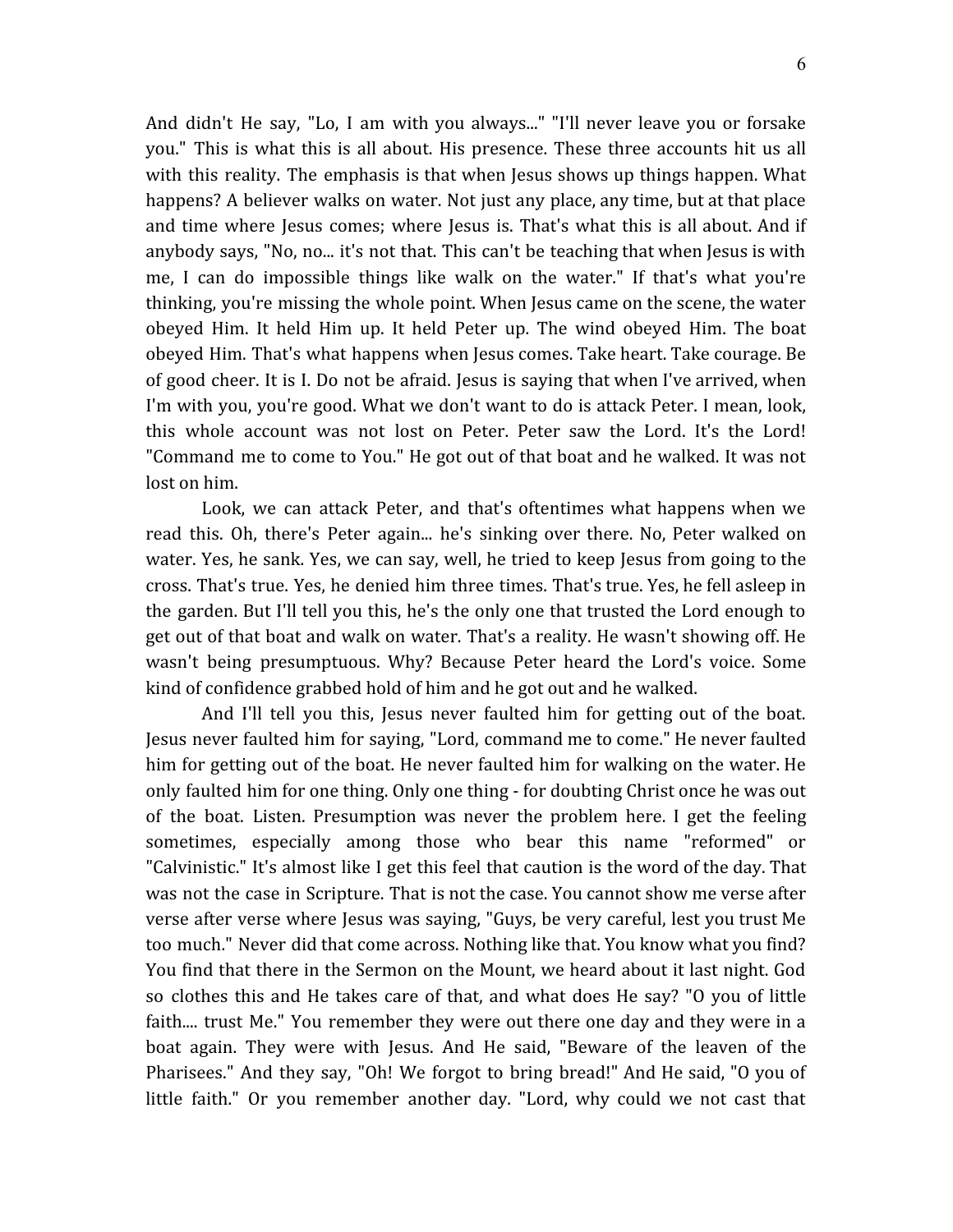And didn't He say, "Lo, I am with you always..." "I'll never leave you or forsake you." This is what this is all about. His presence. These three accounts hit us all with this reality. The emphasis is that when Jesus shows up things happen. What happens? A believer walks on water. Not just any place, any time, but at that place and time where Jesus comes; where Jesus is. That's what this is all about. And if anybody says, "No, no... it's not that. This can't be teaching that when Jesus is with me, I can do impossible things like walk on the water." If that's what you're thinking, you're missing the whole point. When Jesus came on the scene, the water obeyed Him. It held Him up. It held Peter up. The wind obeyed Him. The boat obeyed Him. That's what happens when Jesus comes. Take heart. Take courage. Be of good cheer. It is I. Do not be afraid. Jesus is saying that when I've arrived, when I'm with you, you're good. What we don't want to do is attack Peter. I mean, look, this whole account was not lost on Peter. Peter saw the Lord. It's the Lord! "Command me to come to You." He got out of that boat and he walked. It was not lost on him.

Look, we can attack Peter, and that's oftentimes what happens when we read this. Oh, there's Peter again... he's sinking over there. No, Peter walked on water. Yes, he sank. Yes, we can say, well, he tried to keep Jesus from going to the cross. That's true. Yes, he denied him three times. That's true. Yes, he fell asleep in the garden. But I'll tell you this, he's the only one that trusted the Lord enough to get out of that boat and walk on water. That's a reality. He wasn't showing off. He wasn't being presumptuous. Why? Because Peter heard the Lord's voice. Some kind of confidence grabbed hold of him and he got out and he walked.

And I'll tell you this, Jesus never faulted him for getting out of the boat. Jesus never faulted him for saying, "Lord, command me to come." He never faulted him for getting out of the boat. He never faulted him for walking on the water. He only faulted him for one thing. Only one thing - for doubting Christ once he was out of the boat. Listen. Presumption was never the problem here. I get the feeling sometimes, especially among those who bear this name "reformed" or "Calvinistic." It's almost like I get this feel that caution is the word of the day. That was not the case in Scripture. That is not the case. You cannot show me verse after verse after verse where Jesus was saying, "Guys, be very careful, lest you trust Me too much." Never did that come across. Nothing like that. You know what you find? You find that there in the Sermon on the Mount, we heard about it last night. God so clothes this and He takes care of that, and what does He say? "O you of little faith.... trust Me." You remember they were out there one day and they were in a boat again. They were with Jesus. And He said, "Beware of the leaven of the Pharisees." And they say, "Oh! We forgot to bring bread!" And He said, "O you of little faith." Or you remember another day. "Lord, why could we not cast that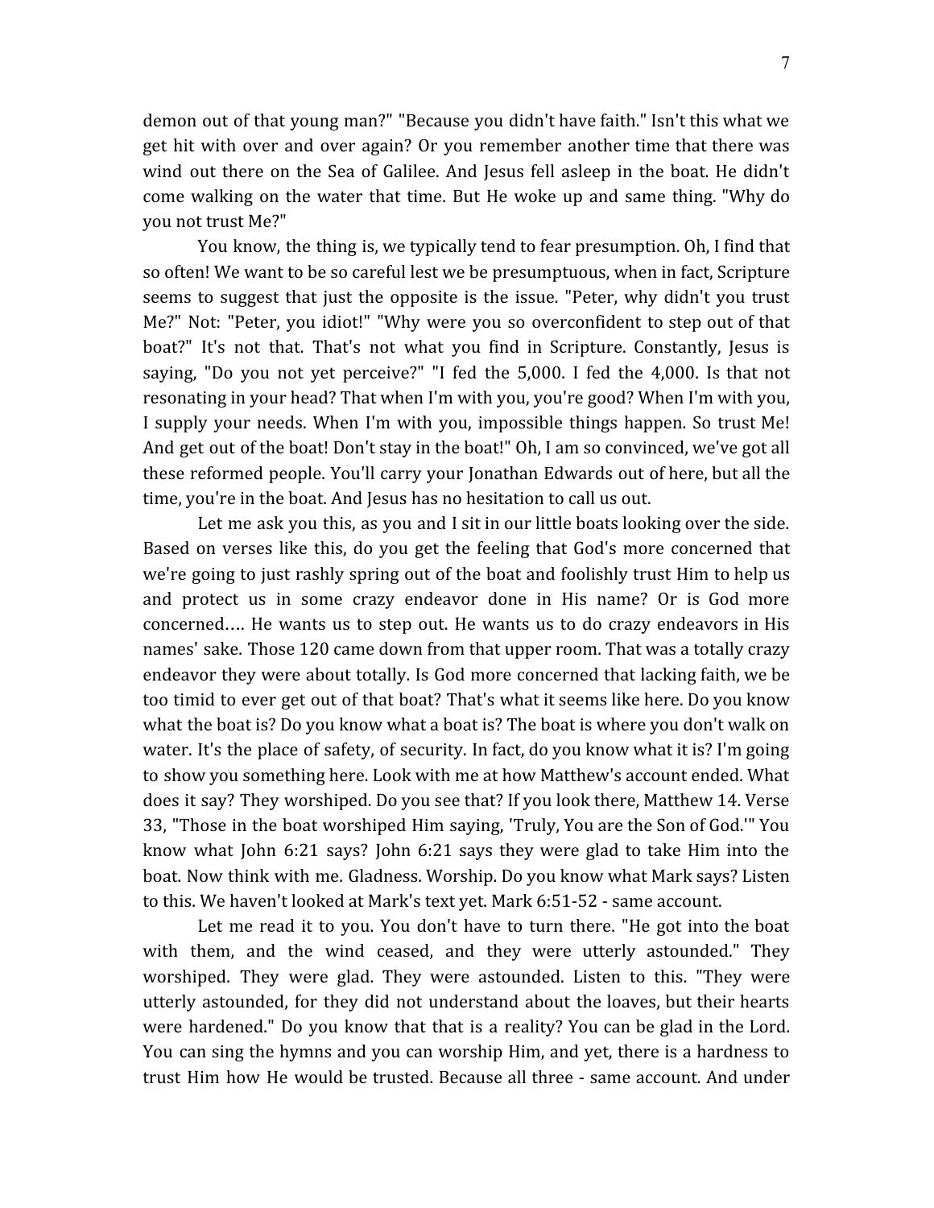demon out of that young man?" "Because you didn't have faith." Isn't this what we get hit with over and over again? Or you remember another time that there was wind out there on the Sea of Galilee. And Jesus fell asleep in the boat. He didn't come walking on the water that time. But He woke up and same thing. "Why do you not trust Me?"

You know, the thing is, we typically tend to fear presumption. Oh, I find that so often! We want to be so careful lest we be presumptuous, when in fact, Scripture seems to suggest that just the opposite is the issue. "Peter, why didn't you trust Me?" Not: "Peter, you idiot!" "Why were you so overconfident to step out of that boat?" It's not that. That's not what you find in Scripture. Constantly, Jesus is saying, "Do you not yet perceive?" "I fed the 5,000. I fed the 4,000. Is that not resonating in your head? That when I'm with you, you're good? When I'm with you, I supply your needs. When I'm with you, impossible things happen. So trust Me! And get out of the boat! Don't stay in the boat!" Oh, I am so convinced, we've got all these reformed people. You'll carry your Jonathan Edwards out of here, but all the time, you're in the boat. And Jesus has no hesitation to call us out.

Let me ask you this, as you and I sit in our little boats looking over the side. Based on verses like this, do you get the feeling that God's more concerned that we're going to just rashly spring out of the boat and foolishly trust Him to help us and protect us in some crazy endeavor done in His name? Or is God more concerned…. He wants us to step out. He wants us to do crazy endeavors in His names' sake. Those 120 came down from that upper room. That was a totally crazy endeavor they were about totally. Is God more concerned that lacking faith, we be too timid to ever get out of that boat? That's what it seems like here. Do you know what the boat is? Do you know what a boat is? The boat is where you don't walk on water. It's the place of safety, of security. In fact, do you know what it is? I'm going to show you something here. Look with me at how Matthew's account ended. What does it say? They worshiped. Do you see that? If you look there, Matthew 14. Verse 33, "Those in the boat worshiped Him saying, 'Truly, You are the Son of God.'" You know what John 6:21 says? John 6:21 says they were glad to take Him into the boat. Now think with me. Gladness. Worship. Do you know what Mark says? Listen to this. We haven't looked at Mark's text yet. Mark 6:51-52 - same account.

Let me read it to you. You don't have to turn there. "He got into the boat with them, and the wind ceased, and they were utterly astounded." They worshiped. They were glad. They were astounded. Listen to this. "They were utterly astounded, for they did not understand about the loaves, but their hearts were hardened." Do you know that that is a reality? You can be glad in the Lord. You can sing the hymns and you can worship Him, and yet, there is a hardness to trust Him how He would be trusted. Because all three - same account. And under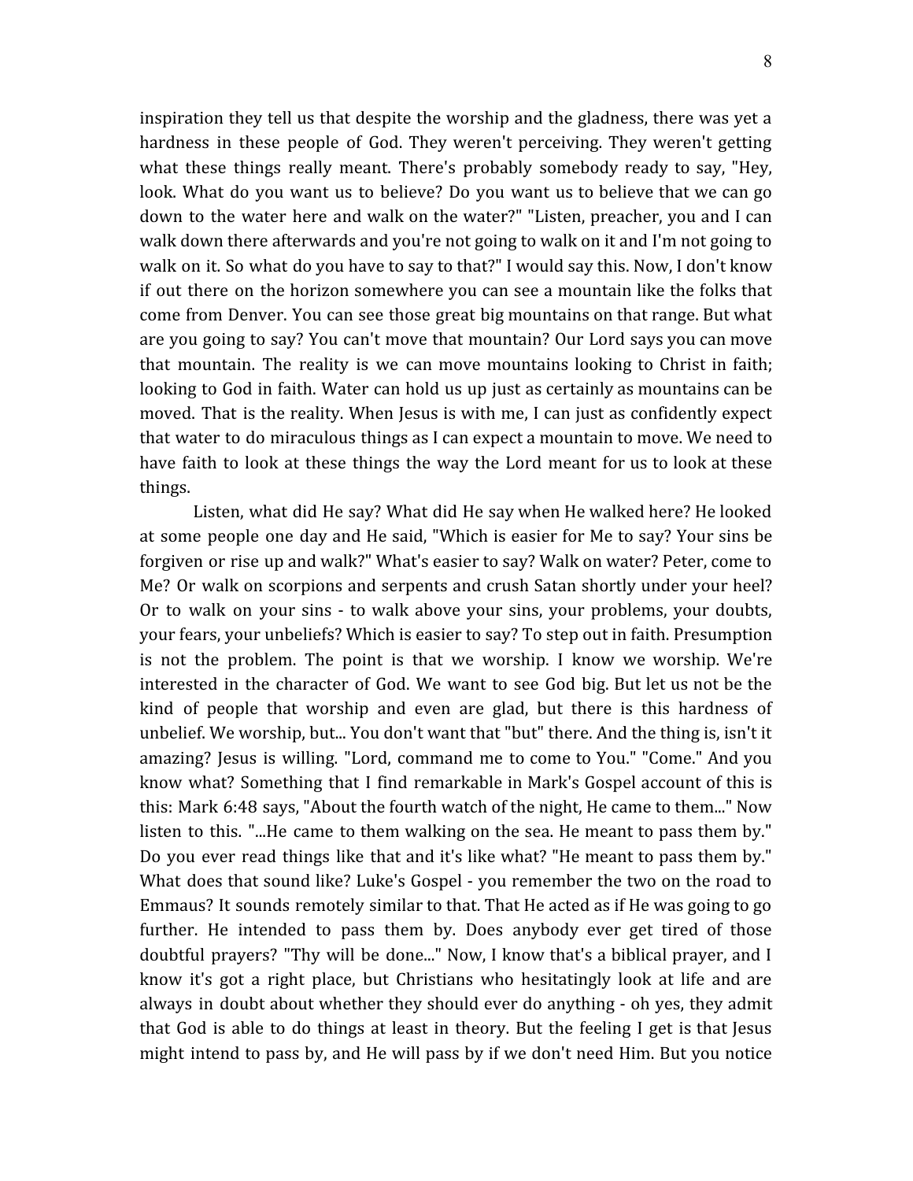inspiration they tell us that despite the worship and the gladness, there was yet a hardness in these people of God. They weren't perceiving. They weren't getting what these things really meant. There's probably somebody ready to say, "Hey, look. What do you want us to believe? Do you want us to believe that we can go down to the water here and walk on the water?" "Listen, preacher, you and I can walk down there afterwards and you're not going to walk on it and I'm not going to walk on it. So what do you have to say to that?" I would say this. Now, I don't know if out there on the horizon somewhere you can see a mountain like the folks that come from Denver. You can see those great big mountains on that range. But what are you going to say? You can't move that mountain? Our Lord says you can move that mountain. The reality is we can move mountains looking to Christ in faith; looking to God in faith. Water can hold us up just as certainly as mountains can be moved. That is the reality. When Jesus is with me, I can just as confidently expect that water to do miraculous things as I can expect a mountain to move. We need to have faith to look at these things the way the Lord meant for us to look at these things.

Listen, what did He say? What did He say when He walked here? He looked at some people one day and He said, "Which is easier for Me to say? Your sins be forgiven or rise up and walk?" What's easier to say? Walk on water? Peter, come to Me? Or walk on scorpions and serpents and crush Satan shortly under your heel? Or to walk on your sins - to walk above your sins, your problems, your doubts, your fears, your unbeliefs? Which is easier to say? To step out in faith. Presumption is not the problem. The point is that we worship. I know we worship. We're interested in the character of God. We want to see God big. But let us not be the kind of people that worship and even are glad, but there is this hardness of unbelief. We worship, but... You don't want that "but" there. And the thing is, isn't it amazing? Jesus is willing. "Lord, command me to come to You." "Come." And you know what? Something that I find remarkable in Mark's Gospel account of this is this: Mark 6:48 says, "About the fourth watch of the night, He came to them..." Now listen to this. "...He came to them walking on the sea. He meant to pass them by." Do you ever read things like that and it's like what? "He meant to pass them by." What does that sound like? Luke's Gospel - you remember the two on the road to Emmaus? It sounds remotely similar to that. That He acted as if He was going to go further. He intended to pass them by. Does anybody ever get tired of those doubtful prayers? "Thy will be done..." Now, I know that's a biblical prayer, and I know it's got a right place, but Christians who hesitatingly look at life and are always in doubt about whether they should ever do anything - oh yes, they admit that God is able to do things at least in theory. But the feeling I get is that Jesus might intend to pass by, and He will pass by if we don't need Him. But you notice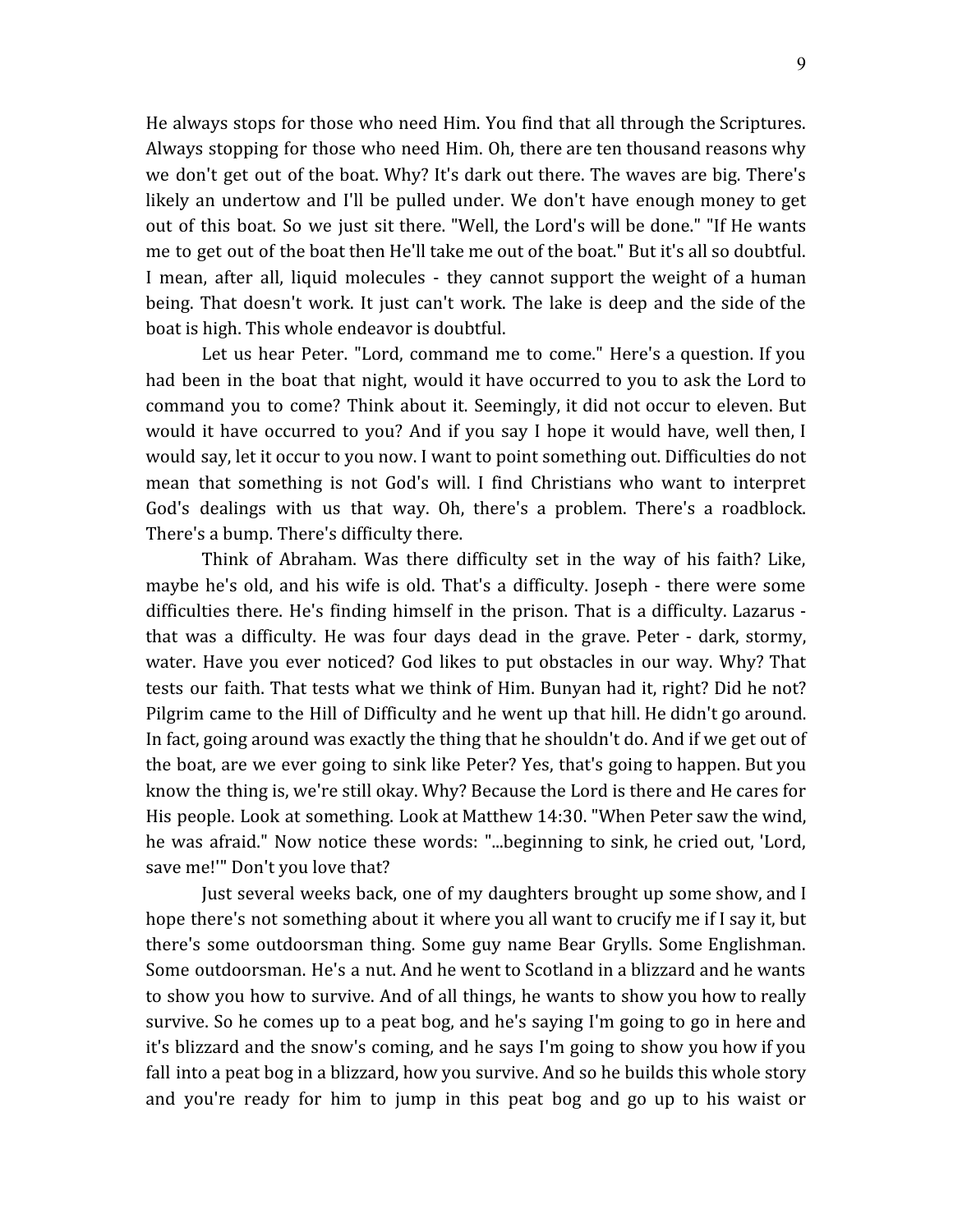He always stops for those who need Him. You find that all through the Scriptures. Always stopping for those who need Him. Oh, there are ten thousand reasons why we don't get out of the boat. Why? It's dark out there. The waves are big. There's likely an undertow and I'll be pulled under. We don't have enough money to get out of this boat. So we just sit there. "Well, the Lord's will be done." "If He wants me to get out of the boat then He'll take me out of the boat." But it's all so doubtful. I mean, after all, liquid molecules - they cannot support the weight of a human being. That doesn't work. It just can't work. The lake is deep and the side of the boat is high. This whole endeavor is doubtful.

Let us hear Peter. "Lord, command me to come." Here's a question. If you had been in the boat that night, would it have occurred to you to ask the Lord to command you to come? Think about it. Seemingly, it did not occur to eleven. But would it have occurred to you? And if you say I hope it would have, well then, I would say, let it occur to you now. I want to point something out. Difficulties do not mean that something is not God's will. I find Christians who want to interpret God's dealings with us that way. Oh, there's a problem. There's a roadblock. There's a bump. There's difficulty there.

Think of Abraham. Was there difficulty set in the way of his faith? Like, maybe he's old, and his wife is old. That's a difficulty. Joseph - there were some difficulties there. He's finding himself in the prison. That is a difficulty. Lazarus - that was a difficulty. He was four days dead in the grave. Peter - dark, stormy, water. Have you ever noticed? God likes to put obstacles in our way. Why? That tests our faith. That tests what we think of Him. Bunyan had it, right? Did he not? Pilgrim came to the Hill of Difficulty and he went up that hill. He didn't go around. In fact, going around was exactly the thing that he shouldn't do. And if we get out of the boat, are we ever going to sink like Peter? Yes, that's going to happen. But you know the thing is, we're still okay. Why? Because the Lord is there and He cares for His people. Look at something. Look at Matthew 14:30. "When Peter saw the wind, he was afraid." Now notice these words: "...beginning to sink, he cried out, 'Lord, save me!'" Don't you love that?

Just several weeks back, one of my daughters brought up some show, and I hope there's not something about it where you all want to crucify me if I say it, but there's some outdoorsman thing. Some guy name Bear Grylls. Some Englishman. Some outdoorsman. He's a nut. And he went to Scotland in a blizzard and he wants to show you how to survive. And of all things, he wants to show you how to really survive. So he comes up to a peat bog, and he's saying I'm going to go in here and it's blizzard and the snow's coming, and he says I'm going to show you how if you fall into a peat bog in a blizzard, how you survive. And so he builds this whole story and you're ready for him to jump in this peat bog and go up to his waist or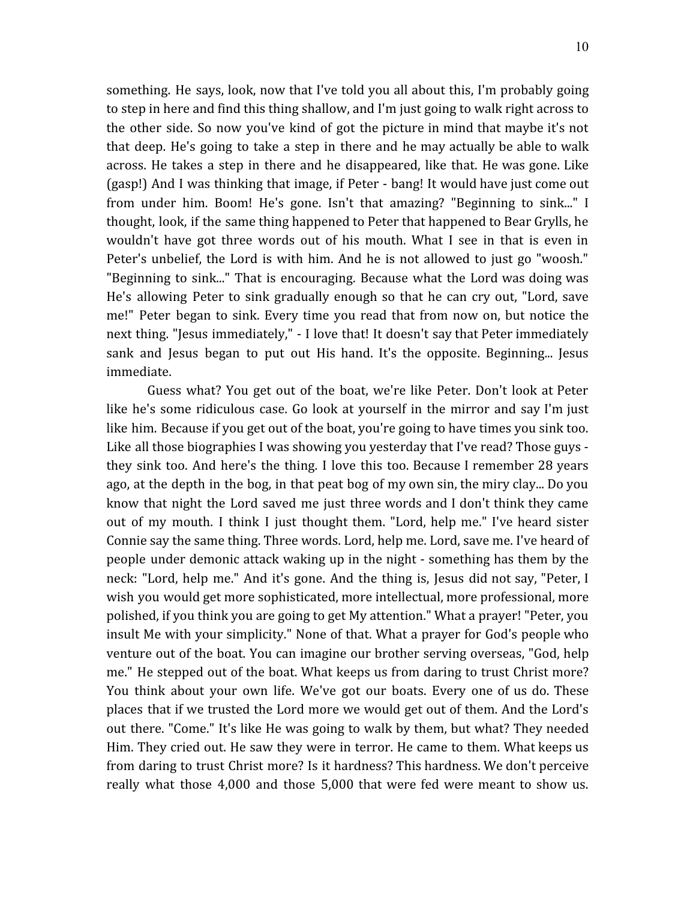something. He says, look, now that I've told you all about this, I'm probably going to step in here and find this thing shallow, and I'm just going to walk right across to the other side. So now you've kind of got the picture in mind that maybe it's not that deep. He's going to take a step in there and he may actually be able to walk across. He takes a step in there and he disappeared, like that. He was gone. Like (gasp!) And I was thinking that image, if Peter - bang! It would have just come out from under him. Boom! He's gone. Isn't that amazing? "Beginning to sink..." I thought, look, if the same thing happened to Peter that happened to Bear Grylls, he wouldn't have got three words out of his mouth. What I see in that is even in Peter's unbelief, the Lord is with him. And he is not allowed to just go "woosh." "Beginning to sink..." That is encouraging. Because what the Lord was doing was He's allowing Peter to sink gradually enough so that he can cry out, "Lord, save me!" Peter began to sink. Every time you read that from now on, but notice the next thing. "Jesus immediately," - I love that! It doesn't say that Peter immediately sank and Jesus began to put out His hand. It's the opposite. Beginning... Jesus immediate.

Guess what? You get out of the boat, we're like Peter. Don't look at Peter like he's some ridiculous case. Go look at yourself in the mirror and say I'm just like him. Because if you get out of the boat, you're going to have times you sink too. Like all those biographies I was showing you yesterday that I've read? Those guys - they sink too. And here's the thing. I love this too. Because I remember 28 years ago, at the depth in the bog, in that peat bog of my own sin, the miry clay... Do you know that night the Lord saved me just three words and I don't think they came out of my mouth. I think I just thought them. "Lord, help me." I've heard sister Connie say the same thing. Three words. Lord, help me. Lord, save me. I've heard of people under demonic attack waking up in the night - something has them by the neck: "Lord, help me." And it's gone. And the thing is, Jesus did not say, "Peter, I wish you would get more sophisticated, more intellectual, more professional, more polished, if you think you are going to get My attention." What a prayer! "Peter, you insult Me with your simplicity." None of that. What a prayer for God's people who venture out of the boat. You can imagine our brother serving overseas, "God, help me." He stepped out of the boat. What keeps us from daring to trust Christ more? You think about your own life. We've got our boats. Every one of us do. These places that if we trusted the Lord more we would get out of them. And the Lord's out there. "Come." It's like He was going to walk by them, but what? They needed Him. They cried out. He saw they were in terror. He came to them. What keeps us from daring to trust Christ more? Is it hardness? This hardness. We don't perceive really what those 4,000 and those 5,000 that were fed were meant to show us.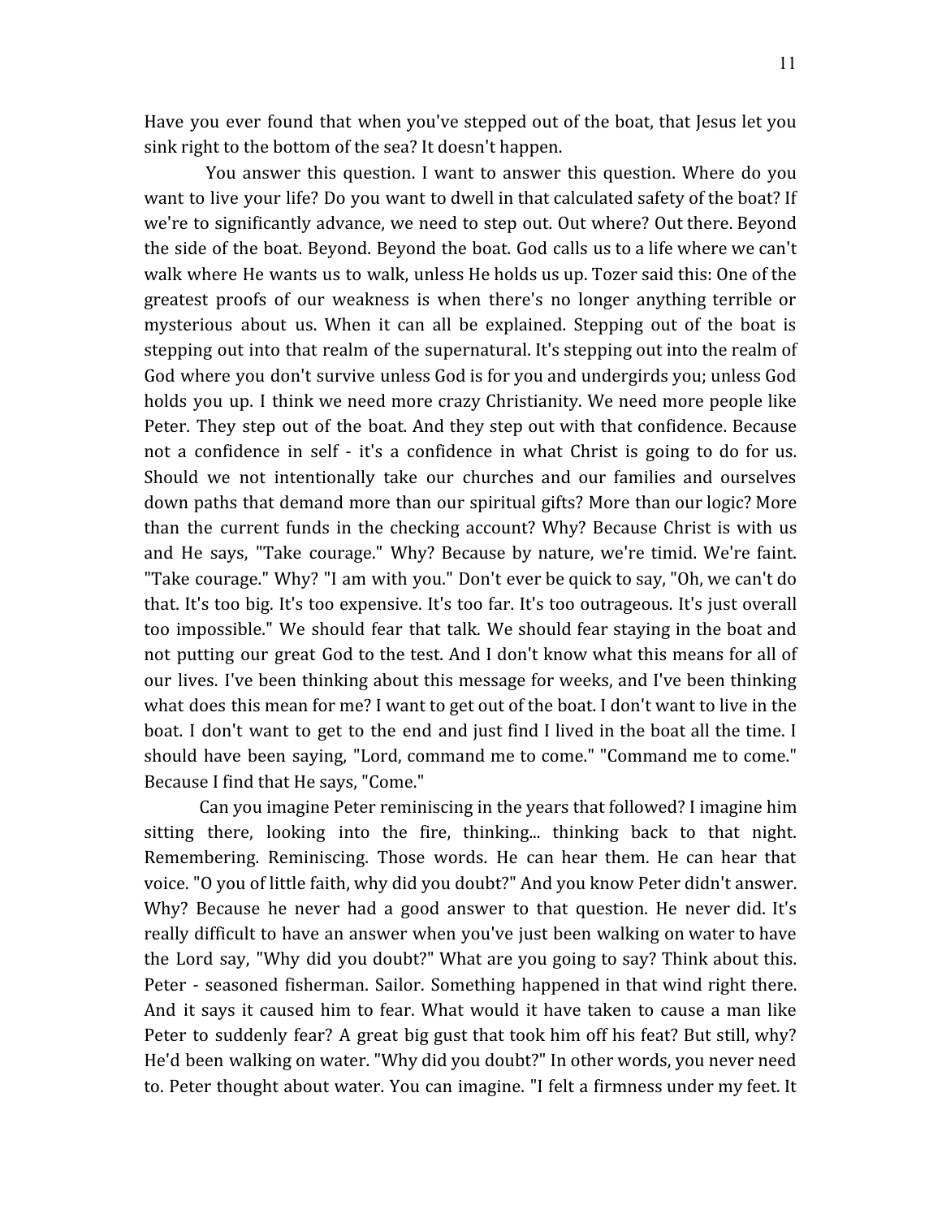Have you ever found that when you've stepped out of the boat, that Jesus let you sink right to the bottom of the sea? It doesn't happen.

You answer this question. I want to answer this question. Where do you want to live your life? Do you want to dwell in that calculated safety of the boat? If we're to significantly advance, we need to step out. Out where? Out there. Beyond the side of the boat. Beyond. Beyond the boat. God calls us to a life where we can't walk where He wants us to walk, unless He holds us up. Tozer said this: One of the greatest proofs of our weakness is when there's no longer anything terrible or mysterious about us. When it can all be explained. Stepping out of the boat is stepping out into that realm of the supernatural. It's stepping out into the realm of God where you don't survive unless God is for you and undergirds you; unless God holds you up. I think we need more crazy Christianity. We need more people like Peter. They step out of the boat. And they step out with that confidence. Because not a confidence in self - it's a confidence in what Christ is going to do for us. Should we not intentionally take our churches and our families and ourselves down paths that demand more than our spiritual gifts? More than our logic? More than the current funds in the checking account? Why? Because Christ is with us and He says, "Take courage." Why? Because by nature, we're timid. We're faint. "Take courage." Why? "I am with you." Don't ever be quick to say, "Oh, we can't do that. It's too big. It's too expensive. It's too far. It's too outrageous. It's just overall too impossible." We should fear that talk. We should fear staying in the boat and not putting our great God to the test. And I don't know what this means for all of our lives. I've been thinking about this message for weeks, and I've been thinking what does this mean for me? I want to get out of the boat. I don't want to live in the boat. I don't want to get to the end and just find I lived in the boat all the time. I should have been saying, "Lord, command me to come." "Command me to come." Because I find that He says, "Come."

Can you imagine Peter reminiscing in the years that followed? I imagine him sitting there, looking into the fire, thinking... thinking back to that night. Remembering. Reminiscing. Those words. He can hear them. He can hear that voice. "O you of little faith, why did you doubt?" And you know Peter didn't answer. Why? Because he never had a good answer to that question. He never did. It's really difficult to have an answer when you've just been walking on water to have the Lord say, "Why did you doubt?" What are you going to say? Think about this. Peter - seasoned fisherman. Sailor. Something happened in that wind right there. And it says it caused him to fear. What would it have taken to cause a man like Peter to suddenly fear? A great big gust that took him off his feat? But still, why? He'd been walking on water. "Why did you doubt?" In other words, you never need to. Peter thought about water. You can imagine. "I felt a firmness under my feet. It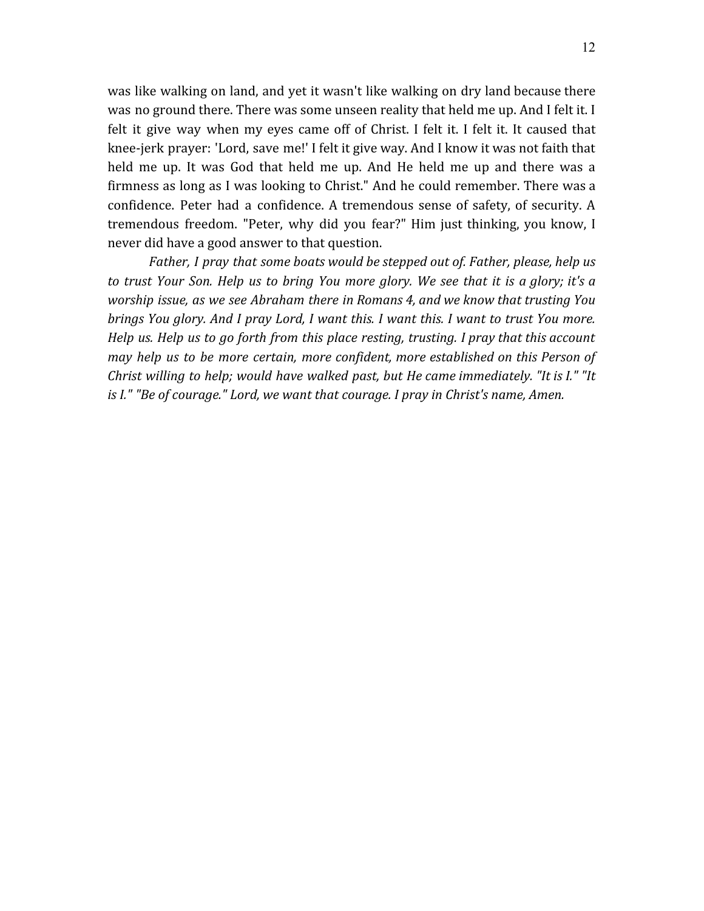was like walking on land, and yet it wasn't like walking on dry land because there was no ground there. There was some unseen reality that held me up. And I felt it. I felt it give way when my eyes came off of Christ. I felt it. I felt it. It caused that knee-jerk prayer: 'Lord, save me!' I felt it give way. And I know it was not faith that held me up. It was God that held me up. And He held me up and there was a firmness as long as I was looking to Christ." And he could remember. There was a confidence. Peter had a confidence. A tremendous sense of safety, of security. A tremendous freedom. "Peter, why did you fear?" Him just thinking, you know, I never did have a good answer to that question.

*Father, I pray that some boats would be stepped out of. Father, please, help us to trust Your Son. Help us to bring You more glory. We see that it is a glory; it's a worship issue, as we see Abraham there in Romans 4, and we know that trusting You brings You glory. And I pray Lord, I want this. I want this. I want to trust You more. Help us. Help us to go forth from this place resting, trusting. I pray that this account may help us to be more certain, more confident, more established on this Person of Christ willing to help; would have walked past, but He came immediately. "It is I." "It is I." "Be of courage." Lord, we want that courage. I pray in Christ's name, Amen.*